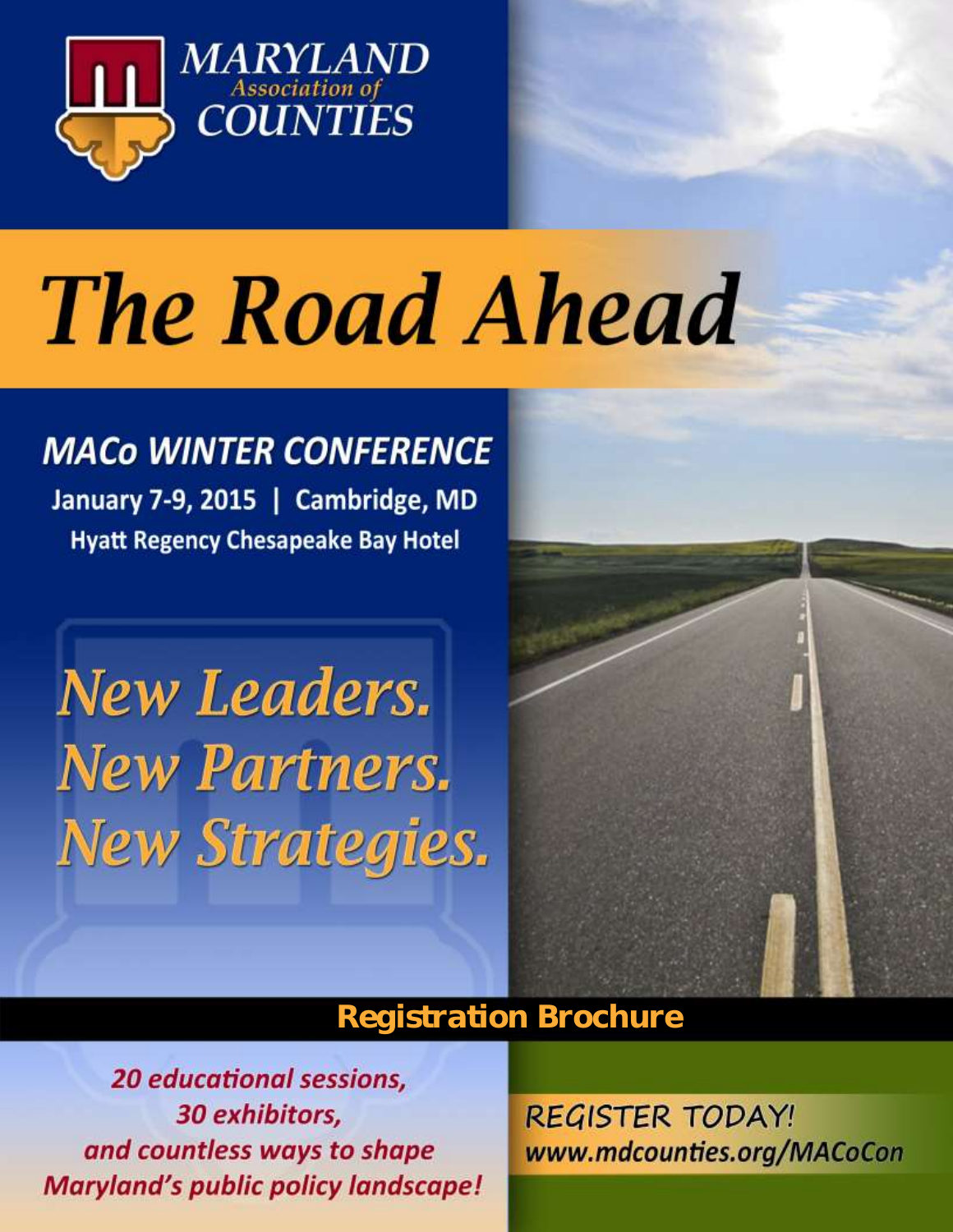MARYLAND Association of COUNTIES

# The Road Ahead

## MACo WINTER CONFERENCE

January 7-9, 2015 | Cambridge, MD

Hyatt Regency Chesapeake Bay Hotel

*New Leaders.*
*New Partners.*
*New Strategies.*

**Registration Brochure**

*20 educational sessions,*
*30 exhibitors,*
*and countless ways to shape*
*Maryland's public policy landscape!*

REGISTER TODAY!
*www.mdcounties.org/MACoCon*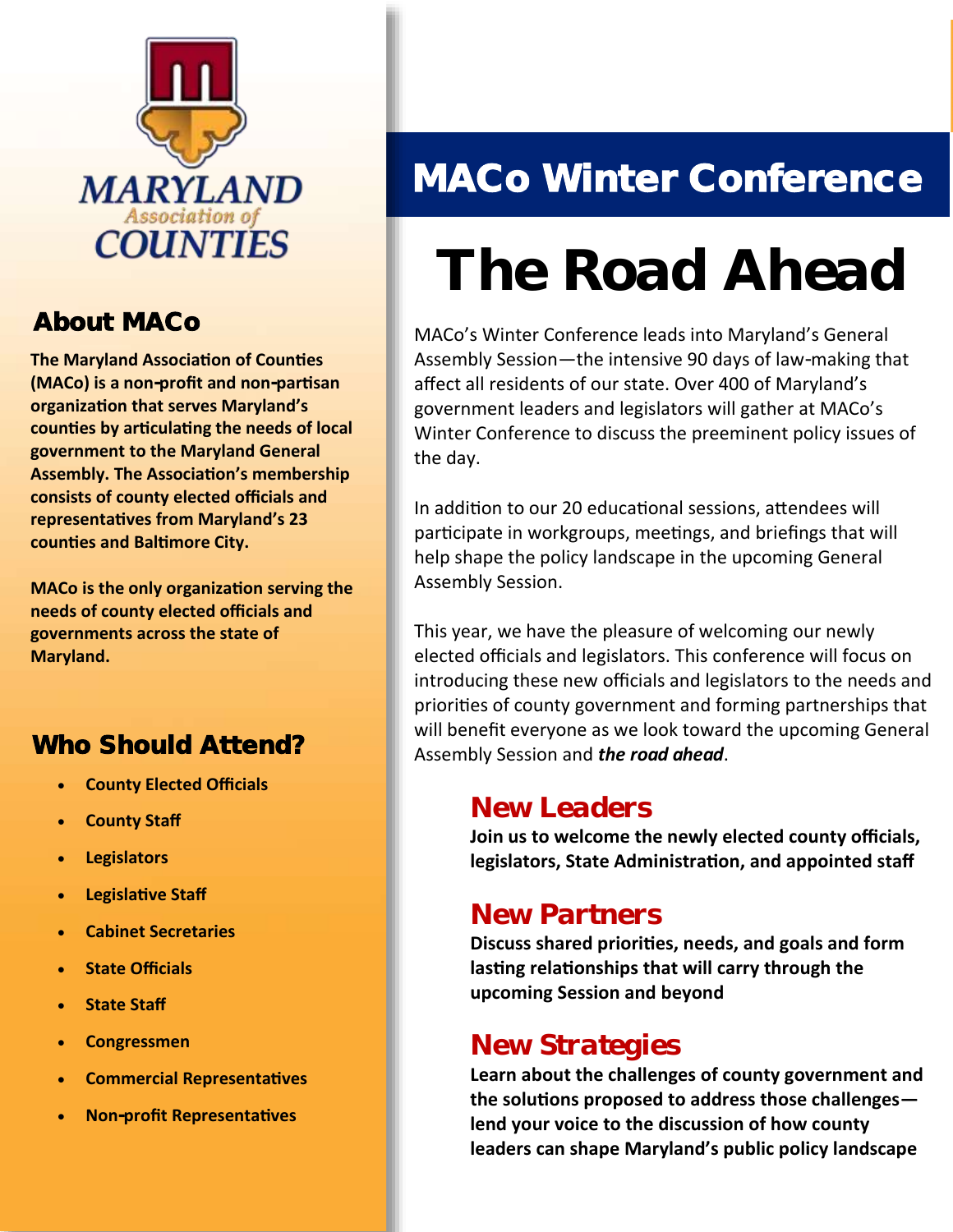MARYLAND Association of COUNTIES

## About MACo

**The Maryland Association of Counties (MACo) is a non-profit and non-partisan organization that serves Maryland's counties by articulating the needs of local government to the Maryland General Assembly. The Association's membership consists of county elected officials and representatives from Maryland's 23 counties and Baltimore City.**

**MACo is the only organization serving the needs of county elected officials and governments across the state of Maryland.**

## Who Should Attend?

- **County Elected Officials**
- **County Staff**
- **Legislators**
- **Legislative Staff**
- **Cabinet Secretaries**
- **State Officials**
- **State Staff**
- **Congressmen**
- **Commercial Representatives**
- **Non-profit Representatives**

# MACo Winter Conference

# The Road Ahead

MACo's Winter Conference leads into Maryland's General Assembly Session—the intensive 90 days of law-making that affect all residents of our state. Over 400 of Maryland's government leaders and legislators will gather at MACo's Winter Conference to discuss the preeminent policy issues of the day.

In addition to our 20 educational sessions, attendees will participate in workgroups, meetings, and briefings that will help shape the policy landscape in the upcoming General Assembly Session.

This year, we have the pleasure of welcoming our newly elected officials and legislators. This conference will focus on introducing these new officials and legislators to the needs and priorities of county government and forming partnerships that will benefit everyone as we look toward the upcoming General Assembly Session and ***the road ahead***.

## New Leaders

**Join us to welcome the newly elected county officials, legislators, State Administration, and appointed staff**

## New Partners

**Discuss shared priorities, needs, and goals and form lasting relationships that will carry through the upcoming Session and beyond**

## New Strategies

**Learn about the challenges of county government and the solutions proposed to address those challenges—lend your voice to the discussion of how county leaders can shape Maryland's public policy landscape**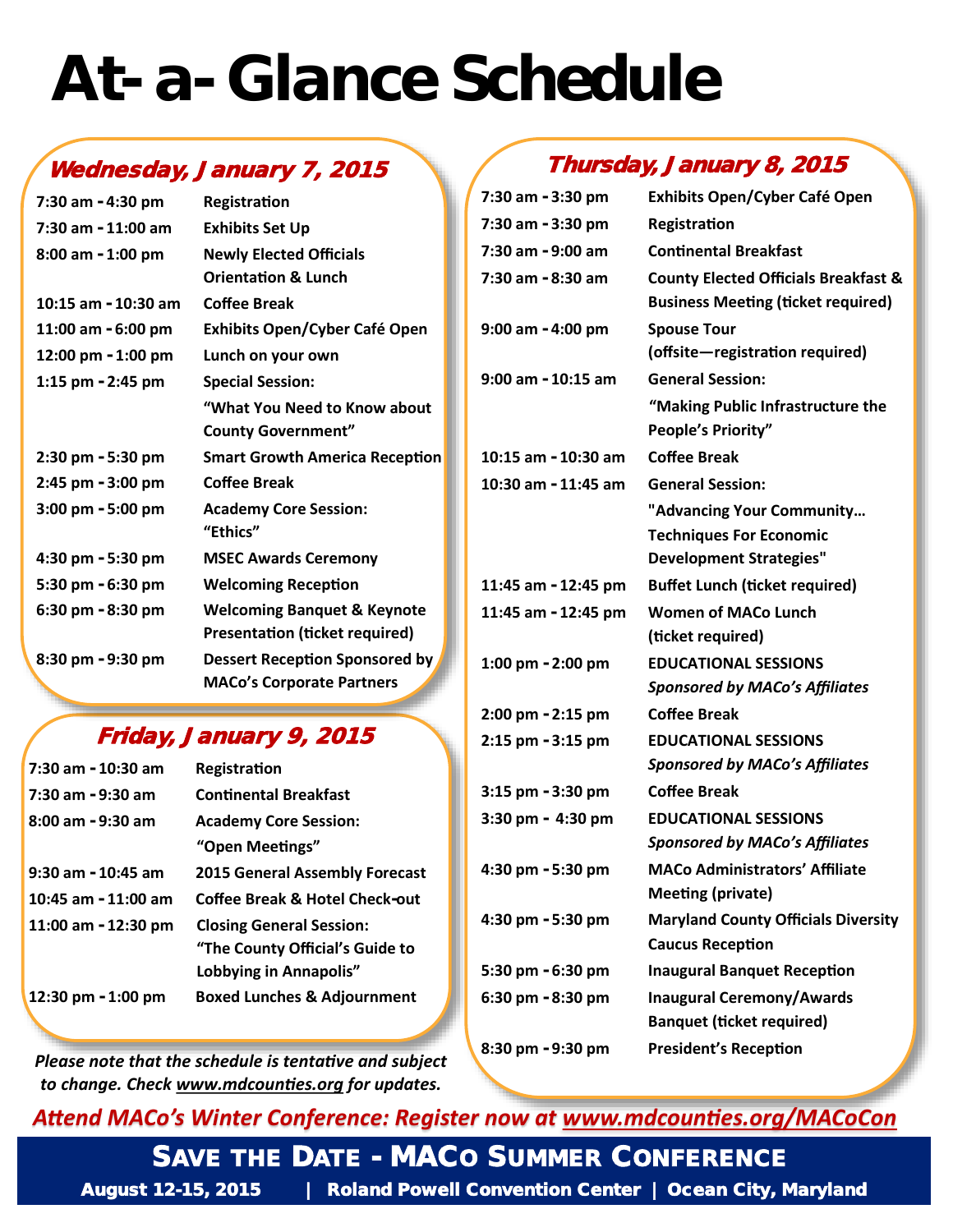# At-a-Glance Schedule

## Wednesday, January 7, 2015

| Time | Event |
|---|---|
| 7:30 am - 4:30 pm | Registration |
| 7:30 am - 11:00 am | Exhibits Set Up |
| 8:00 am - 1:00 pm | Newly Elected Officials Orientation & Lunch |
| 10:15 am - 10:30 am | Coffee Break |
| 11:00 am - 6:00 pm | Exhibits Open/Cyber Café Open |
| 12:00 pm - 1:00 pm | Lunch on your own |
| 1:15 pm - 2:45 pm | Special Session: "What You Need to Know about County Government" |
| 2:30 pm - 5:30 pm | Smart Growth America Reception |
| 2:45 pm - 3:00 pm | Coffee Break |
| 3:00 pm - 5:00 pm | Academy Core Session: "Ethics" |
| 4:30 pm - 5:30 pm | MSEC Awards Ceremony |
| 5:30 pm - 6:30 pm | Welcoming Reception |
| 6:30 pm - 8:30 pm | Welcoming Banquet & Keynote Presentation (ticket required) |
| 8:30 pm - 9:30 pm | Dessert Reception Sponsored by MACo's Corporate Partners |

## Thursday, January 8, 2015

| Time | Event |
|---|---|
| 7:30 am - 3:30 pm | Exhibits Open/Cyber Café Open |
| 7:30 am - 3:30 pm | Registration |
| 7:30 am - 9:00 am | Continental Breakfast |
| 7:30 am - 8:30 am | County Elected Officials Breakfast & Business Meeting (ticket required) |
| 9:00 am - 4:00 pm | Spouse Tour (offsite—registration required) |
| 9:00 am - 10:15 am | General Session: "Making Public Infrastructure the People's Priority" |
| 10:15 am - 10:30 am | Coffee Break |
| 10:30 am - 11:45 am | General Session: "Advancing Your Community… Techniques For Economic Development Strategies" |
| 11:45 am - 12:45 pm | Buffet Lunch (ticket required) |
| 11:45 am - 12:45 pm | Women of MACo Lunch (ticket required) |
| 1:00 pm - 2:00 pm | EDUCATIONAL SESSIONS *Sponsored by MACo's Affiliates* |
| 2:00 pm - 2:15 pm | Coffee Break |
| 2:15 pm - 3:15 pm | EDUCATIONAL SESSIONS *Sponsored by MACo's Affiliates* |
| 3:15 pm - 3:30 pm | Coffee Break |
| 3:30 pm - 4:30 pm | EDUCATIONAL SESSIONS *Sponsored by MACo's Affiliates* |
| 4:30 pm - 5:30 pm | MACo Administrators' Affiliate Meeting (private) |
| 4:30 pm - 5:30 pm | Maryland County Officials Diversity Caucus Reception |
| 5:30 pm - 6:30 pm | Inaugural Banquet Reception |
| 6:30 pm - 8:30 pm | Inaugural Ceremony/Awards Banquet (ticket required) |
| 8:30 pm - 9:30 pm | President's Reception |

## Friday, January 9, 2015

| Time | Event |
|---|---|
| 7:30 am - 10:30 am | Registration |
| 7:30 am - 9:30 am | Continental Breakfast |
| 8:00 am - 9:30 am | Academy Core Session: "Open Meetings" |
| 9:30 am - 10:45 am | 2015 General Assembly Forecast |
| 10:45 am - 11:00 am | Coffee Break & Hotel Check-out |
| 11:00 am - 12:30 pm | Closing General Session: "The County Official's Guide to Lobbying in Annapolis" |
| 12:30 pm - 1:00 pm | Boxed Lunches & Adjournment |

*Please note that the schedule is tentative and subject to change. Check www.mdcounties.org for updates.*

*Attend MACo's Winter Conference: Register now at www.mdcounties.org/MACoCon*

**SAVE THE DATE - MACo SUMMER CONFERENCE**

**August 12-15, 2015 | Roland Powell Convention Center | Ocean City, Maryland**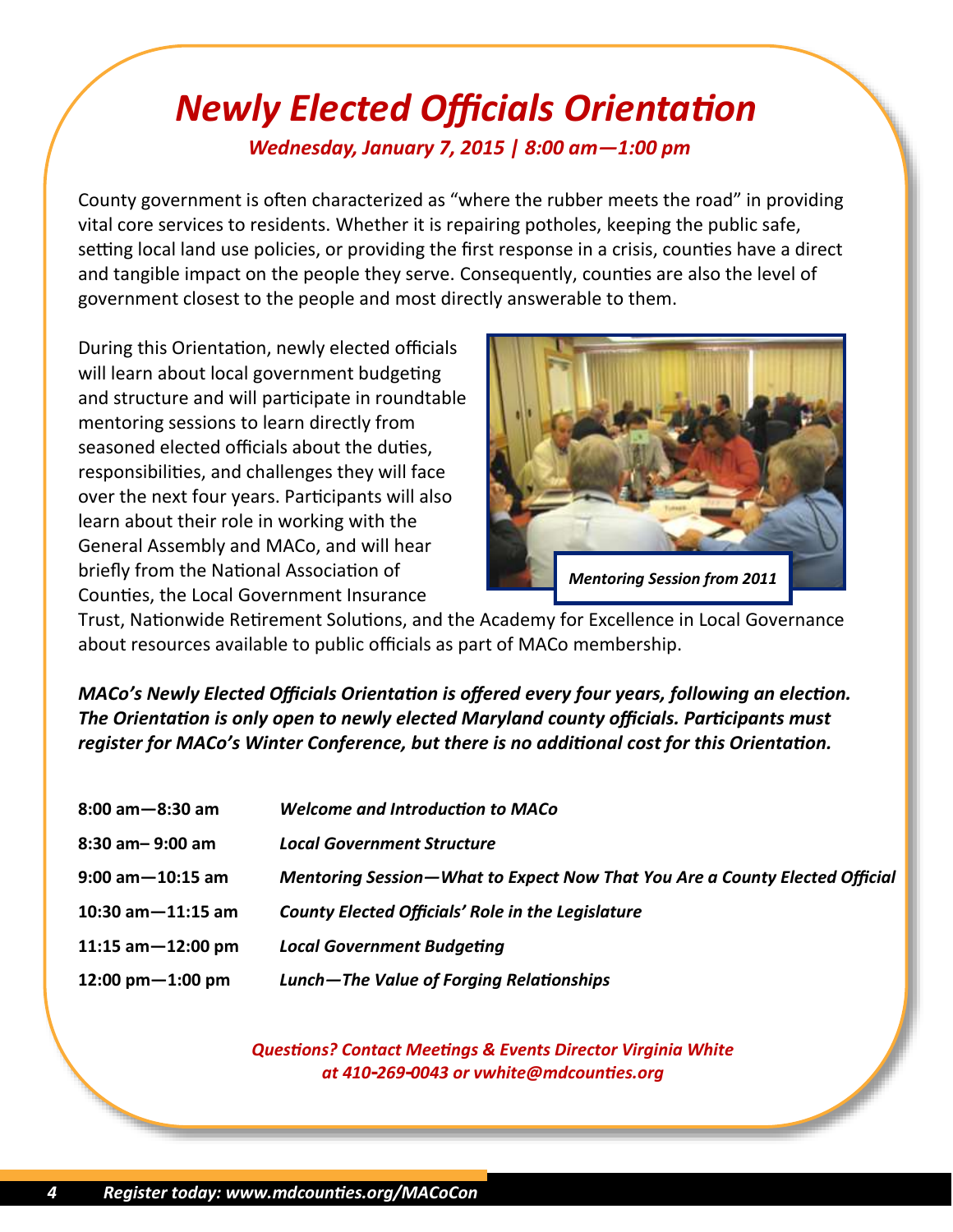# *Newly Elected Officials Orientation*

***Wednesday, January 7, 2015 | 8:00 am—1:00 pm***

County government is often characterized as "where the rubber meets the road" in providing vital core services to residents. Whether it is repairing potholes, keeping the public safe, setting local land use policies, or providing the first response in a crisis, counties have a direct and tangible impact on the people they serve. Consequently, counties are also the level of government closest to the people and most directly answerable to them.

During this Orientation, newly elected officials will learn about local government budgeting and structure and will participate in roundtable mentoring sessions to learn directly from seasoned elected officials about the duties, responsibilities, and challenges they will face over the next four years. Participants will also learn about their role in working with the General Assembly and MACo, and will hear briefly from the National Association of Counties, the Local Government Insurance Trust, Nationwide Retirement Solutions, and the Academy for Excellence in Local Governance about resources available to public officials as part of MACo membership.

***Mentoring Session from 2011***

***MACo's Newly Elected Officials Orientation is offered every four years, following an election. The Orientation is only open to newly elected Maryland county officials. Participants must register for MACo's Winter Conference, but there is no additional cost for this Orientation.***

| | |
|---|---|
| **8:00 am—8:30 am** | ***Welcome and Introduction to MACo*** |
| **8:30 am– 9:00 am** | ***Local Government Structure*** |
| **9:00 am—10:15 am** | ***Mentoring Session—What to Expect Now That You Are a County Elected Official*** |
| **10:30 am—11:15 am** | ***County Elected Officials' Role in the Legislature*** |
| **11:15 am—12:00 pm** | ***Local Government Budgeting*** |
| **12:00 pm—1:00 pm** | ***Lunch—The Value of Forging Relationships*** |

***Questions? Contact Meetings & Events Director Virginia White at 410-269-0043 or vwhite@mdcounties.org***

***Register today: www.mdcounties.org/MACoCon***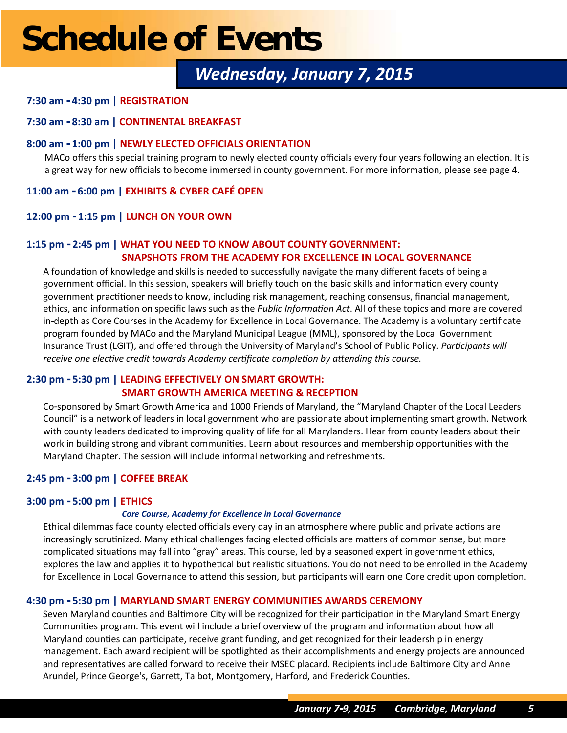# Schedule of Events

## Wednesday, January 7, 2015

**7:30 am - 4:30 pm | REGISTRATION**

**7:30 am - 8:30 am | CONTINENTAL BREAKFAST**

**8:00 am - 1:00 pm | NEWLY ELECTED OFFICIALS ORIENTATION**

MACo offers this special training program to newly elected county officials every four years following an election. It is a great way for new officials to become immersed in county government. For more information, please see page 4.

**11:00 am - 6:00 pm | EXHIBITS & CYBER CAFÉ OPEN**

**12:00 pm - 1:15 pm | LUNCH ON YOUR OWN**

**1:15 pm - 2:45 pm | WHAT YOU NEED TO KNOW ABOUT COUNTY GOVERNMENT: SNAPSHOTS FROM THE ACADEMY FOR EXCELLENCE IN LOCAL GOVERNANCE**

A foundation of knowledge and skills is needed to successfully navigate the many different facets of being a government official. In this session, speakers will briefly touch on the basic skills and information every county government practitioner needs to know, including risk management, reaching consensus, financial management, ethics, and information on specific laws such as the *Public Information Act*. All of these topics and more are covered in-depth as Core Courses in the Academy for Excellence in Local Governance. The Academy is a voluntary certificate program founded by MACo and the Maryland Municipal League (MML), sponsored by the Local Government Insurance Trust (LGIT), and offered through the University of Maryland's School of Public Policy. *Participants will receive one elective credit towards Academy certificate completion by attending this course.*

**2:30 pm - 5:30 pm | LEADING EFFECTIVELY ON SMART GROWTH: SMART GROWTH AMERICA MEETING & RECEPTION**

Co-sponsored by Smart Growth America and 1000 Friends of Maryland, the "Maryland Chapter of the Local Leaders Council" is a network of leaders in local government who are passionate about implementing smart growth. Network with county leaders dedicated to improving quality of life for all Marylanders. Hear from county leaders about their work in building strong and vibrant communities. Learn about resources and membership opportunities with the Maryland Chapter. The session will include informal networking and refreshments.

**2:45 pm - 3:00 pm | COFFEE BREAK**

**3:00 pm - 5:00 pm | ETHICS**

***Core Course, Academy for Excellence in Local Governance***

Ethical dilemmas face county elected officials every day in an atmosphere where public and private actions are increasingly scrutinized. Many ethical challenges facing elected officials are matters of common sense, but more complicated situations may fall into "gray" areas. This course, led by a seasoned expert in government ethics, explores the law and applies it to hypothetical but realistic situations. You do not need to be enrolled in the Academy for Excellence in Local Governance to attend this session, but participants will earn one Core credit upon completion.

**4:30 pm - 5:30 pm | MARYLAND SMART ENERGY COMMUNITIES AWARDS CEREMONY**

Seven Maryland counties and Baltimore City will be recognized for their participation in the Maryland Smart Energy Communities program. This event will include a brief overview of the program and information about how all Maryland counties can participate, receive grant funding, and get recognized for their leadership in energy management. Each award recipient will be spotlighted as their accomplishments and energy projects are announced and representatives are called forward to receive their MSEC placard. Recipients include Baltimore City and Anne Arundel, Prince George's, Garrett, Talbot, Montgomery, Harford, and Frederick Counties.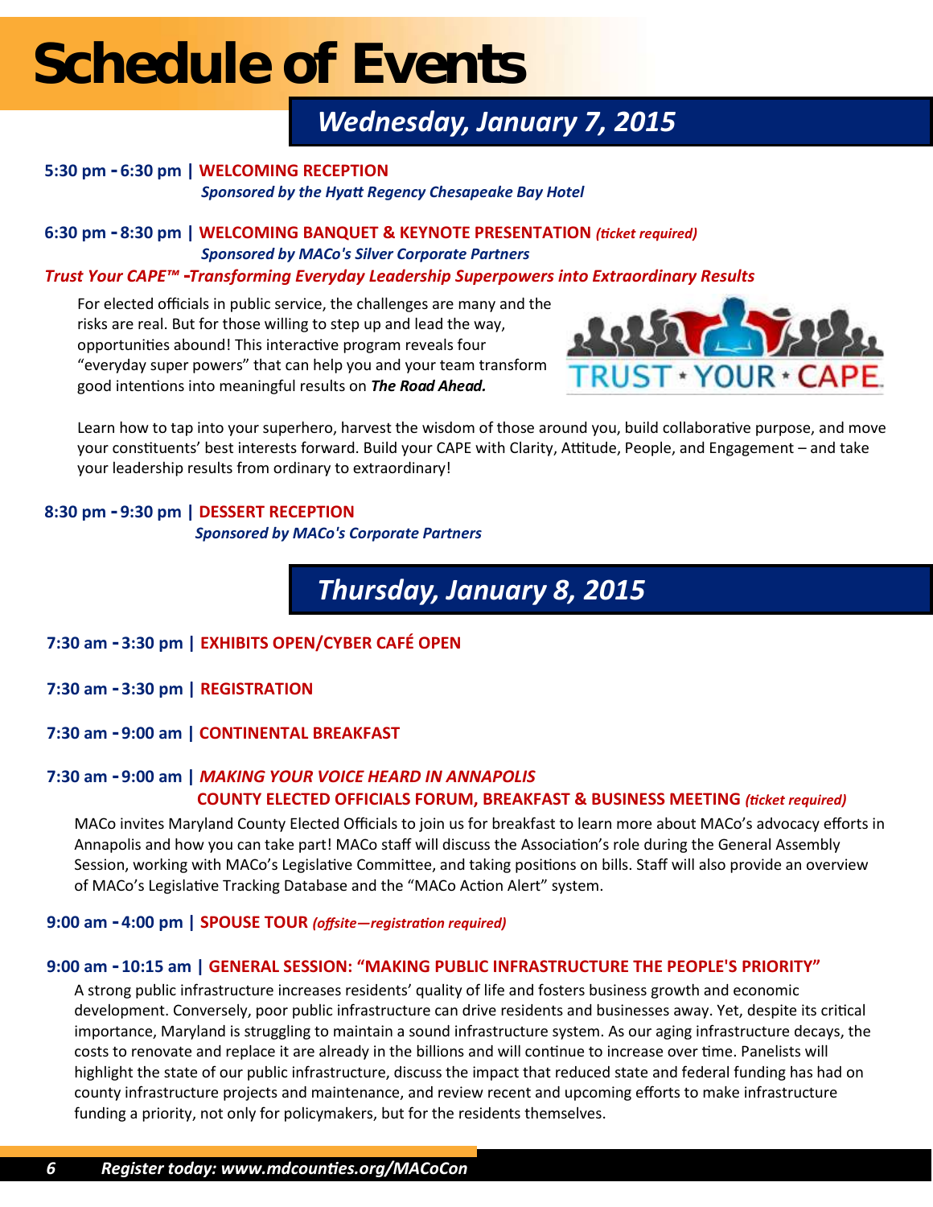# Schedule of Events

## *Wednesday, January 7, 2015*

**5:30 pm - 6:30 pm | WELCOMING RECEPTION**

***Sponsored by the Hyatt Regency Chesapeake Bay Hotel***

**6:30 pm - 8:30 pm | WELCOMING BANQUET & KEYNOTE PRESENTATION** ***(ticket required)***

***Sponsored by MACo's Silver Corporate Partners***

***Trust Your CAPE™ -Transforming Everyday Leadership Superpowers into Extraordinary Results***

For elected officials in public service, the challenges are many and the risks are real. But for those willing to step up and lead the way, opportunities abound! This interactive program reveals four "everyday super powers" that can help you and your team transform good intentions into meaningful results on ***The Road Ahead.***

Learn how to tap into your superhero, harvest the wisdom of those around you, build collaborative purpose, and move your constituents' best interests forward. Build your CAPE with Clarity, Attitude, People, and Engagement – and take your leadership results from ordinary to extraordinary!

**8:30 pm - 9:30 pm | DESSERT RECEPTION**

***Sponsored by MACo's Corporate Partners***

## *Thursday, January 8, 2015*

**7:30 am - 3:30 pm | EXHIBITS OPEN/CYBER CAFÉ OPEN**

**7:30 am - 3:30 pm | REGISTRATION**

**7:30 am - 9:00 am | CONTINENTAL BREAKFAST**

**7:30 am - 9:00 am |** ***MAKING YOUR VOICE HEARD IN ANNAPOLIS***
**COUNTY ELECTED OFFICIALS FORUM, BREAKFAST & BUSINESS MEETING** ***(ticket required)***

MACo invites Maryland County Elected Officials to join us for breakfast to learn more about MACo's advocacy efforts in Annapolis and how you can take part! MACo staff will discuss the Association's role during the General Assembly Session, working with MACo's Legislative Committee, and taking positions on bills. Staff will also provide an overview of MACo's Legislative Tracking Database and the "MACo Action Alert" system.

**9:00 am - 4:00 pm | SPOUSE TOUR** ***(offsite—registration required)***

**9:00 am - 10:15 am | GENERAL SESSION: "MAKING PUBLIC INFRASTRUCTURE THE PEOPLE'S PRIORITY"**

A strong public infrastructure increases residents' quality of life and fosters business growth and economic development. Conversely, poor public infrastructure can drive residents and businesses away. Yet, despite its critical importance, Maryland is struggling to maintain a sound infrastructure system. As our aging infrastructure decays, the costs to renovate and replace it are already in the billions and will continue to increase over time. Panelists will highlight the state of our public infrastructure, discuss the impact that reduced state and federal funding has had on county infrastructure projects and maintenance, and review recent and upcoming efforts to make infrastructure funding a priority, not only for policymakers, but for the residents themselves.

***Register today: www.mdcounties.org/MACoCon***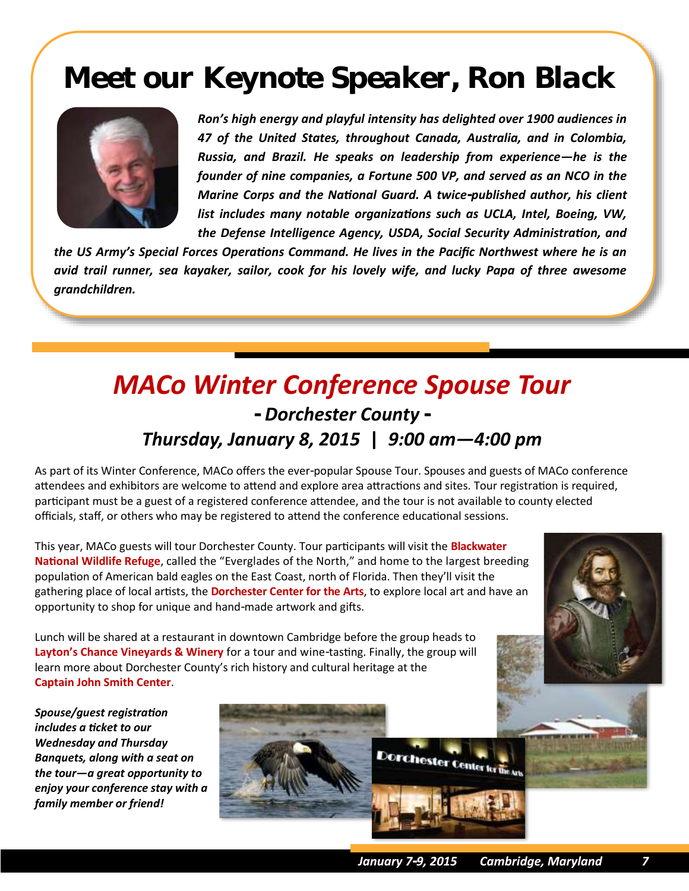# Meet our Keynote Speaker, Ron Black

*Ron's high energy and playful intensity has delighted over 1900 audiences in 47 of the United States, throughout Canada, Australia, and in Colombia, Russia, and Brazil. He speaks on leadership from experience—he is the founder of nine companies, a Fortune 500 VP, and served as an NCO in the Marine Corps and the National Guard. A twice-published author, his client list includes many notable organizations such as UCLA, Intel, Boeing, VW, the Defense Intelligence Agency, USDA, Social Security Administration, and the US Army's Special Forces Operations Command. He lives in the Pacific Northwest where he is an avid trail runner, sea kayaker, sailor, cook for his lovely wife, and lucky Papa of three awesome grandchildren.*

# *MACo Winter Conference Spouse Tour*

## *- Dorchester County -*

## *Thursday, January 8, 2015 | 9:00 am—4:00 pm*

As part of its Winter Conference, MACo offers the ever-popular Spouse Tour. Spouses and guests of MACo conference attendees and exhibitors are welcome to attend and explore area attractions and sites. Tour registration is required, participant must be a guest of a registered conference attendee, and the tour is not available to county elected officials, staff, or others who may be registered to attend the conference educational sessions.

This year, MACo guests will tour Dorchester County. Tour participants will visit the **Blackwater National Wildlife Refuge**, called the "Everglades of the North," and home to the largest breeding population of American bald eagles on the East Coast, north of Florida. Then they'll visit the gathering place of local artists, the **Dorchester Center for the Arts**, to explore local art and have an opportunity to shop for unique and hand-made artwork and gifts.

Lunch will be shared at a restaurant in downtown Cambridge before the group heads to **Layton's Chance Vineyards & Winery** for a tour and wine-tasting. Finally, the group will learn more about Dorchester County's rich history and cultural heritage at the **Captain John Smith Center**.

***Spouse/guest registration includes a ticket to our Wednesday and Thursday Banquets, along with a seat on the tour—a great opportunity to enjoy your conference stay with a family member or friend!***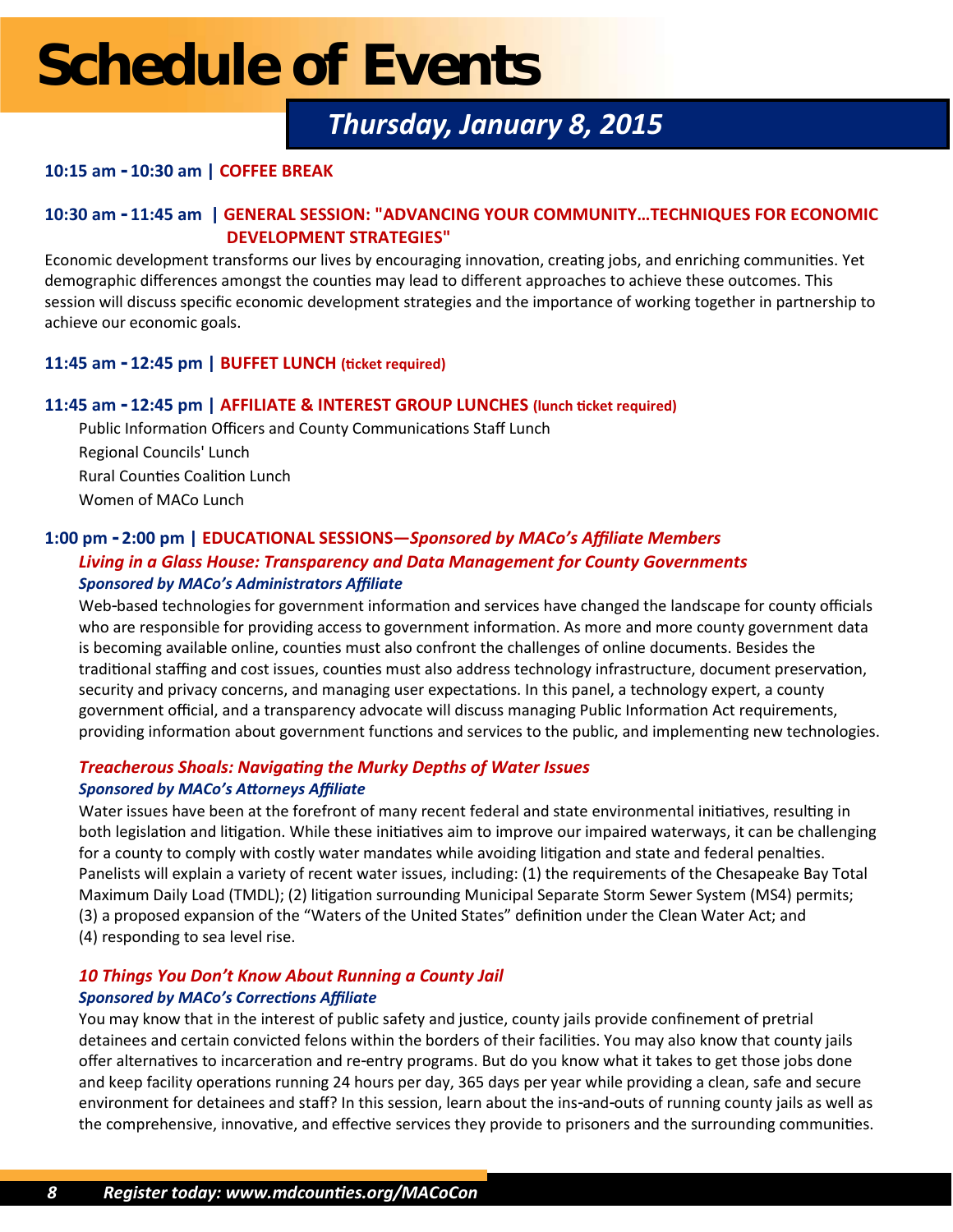# Schedule of Events

## Thursday, January 8, 2015

**10:15 am - 10:30 am | COFFEE BREAK**

**10:30 am - 11:45 am | GENERAL SESSION: "ADVANCING YOUR COMMUNITY…TECHNIQUES FOR ECONOMIC DEVELOPMENT STRATEGIES"**

Economic development transforms our lives by encouraging innovation, creating jobs, and enriching communities. Yet demographic differences amongst the counties may lead to different approaches to achieve these outcomes. This session will discuss specific economic development strategies and the importance of working together in partnership to achieve our economic goals.

**11:45 am - 12:45 pm | BUFFET LUNCH (ticket required)**

**11:45 am - 12:45 pm | AFFILIATE & INTEREST GROUP LUNCHES (lunch ticket required)**

Public Information Officers and County Communications Staff Lunch

Regional Councils' Lunch

Rural Counties Coalition Lunch

Women of MACo Lunch

**1:00 pm - 2:00 pm | EDUCATIONAL SESSIONS—*Sponsored by MACo's Affiliate Members***

***Living in a Glass House: Transparency and Data Management for County Governments***

***Sponsored by MACo's Administrators Affiliate***

Web-based technologies for government information and services have changed the landscape for county officials who are responsible for providing access to government information. As more and more county government data is becoming available online, counties must also confront the challenges of online documents. Besides the traditional staffing and cost issues, counties must also address technology infrastructure, document preservation, security and privacy concerns, and managing user expectations. In this panel, a technology expert, a county government official, and a transparency advocate will discuss managing Public Information Act requirements, providing information about government functions and services to the public, and implementing new technologies.

***Treacherous Shoals: Navigating the Murky Depths of Water Issues***

***Sponsored by MACo's Attorneys Affiliate***

Water issues have been at the forefront of many recent federal and state environmental initiatives, resulting in both legislation and litigation. While these initiatives aim to improve our impaired waterways, it can be challenging for a county to comply with costly water mandates while avoiding litigation and state and federal penalties. Panelists will explain a variety of recent water issues, including: (1) the requirements of the Chesapeake Bay Total Maximum Daily Load (TMDL); (2) litigation surrounding Municipal Separate Storm Sewer System (MS4) permits; (3) a proposed expansion of the "Waters of the United States" definition under the Clean Water Act; and (4) responding to sea level rise.

***10 Things You Don't Know About Running a County Jail***

***Sponsored by MACo's Corrections Affiliate***

You may know that in the interest of public safety and justice, county jails provide confinement of pretrial detainees and certain convicted felons within the borders of their facilities. You may also know that county jails offer alternatives to incarceration and re-entry programs. But do you know what it takes to get those jobs done and keep facility operations running 24 hours per day, 365 days per year while providing a clean, safe and secure environment for detainees and staff? In this session, learn about the ins-and-outs of running county jails as well as the comprehensive, innovative, and effective services they provide to prisoners and the surrounding communities.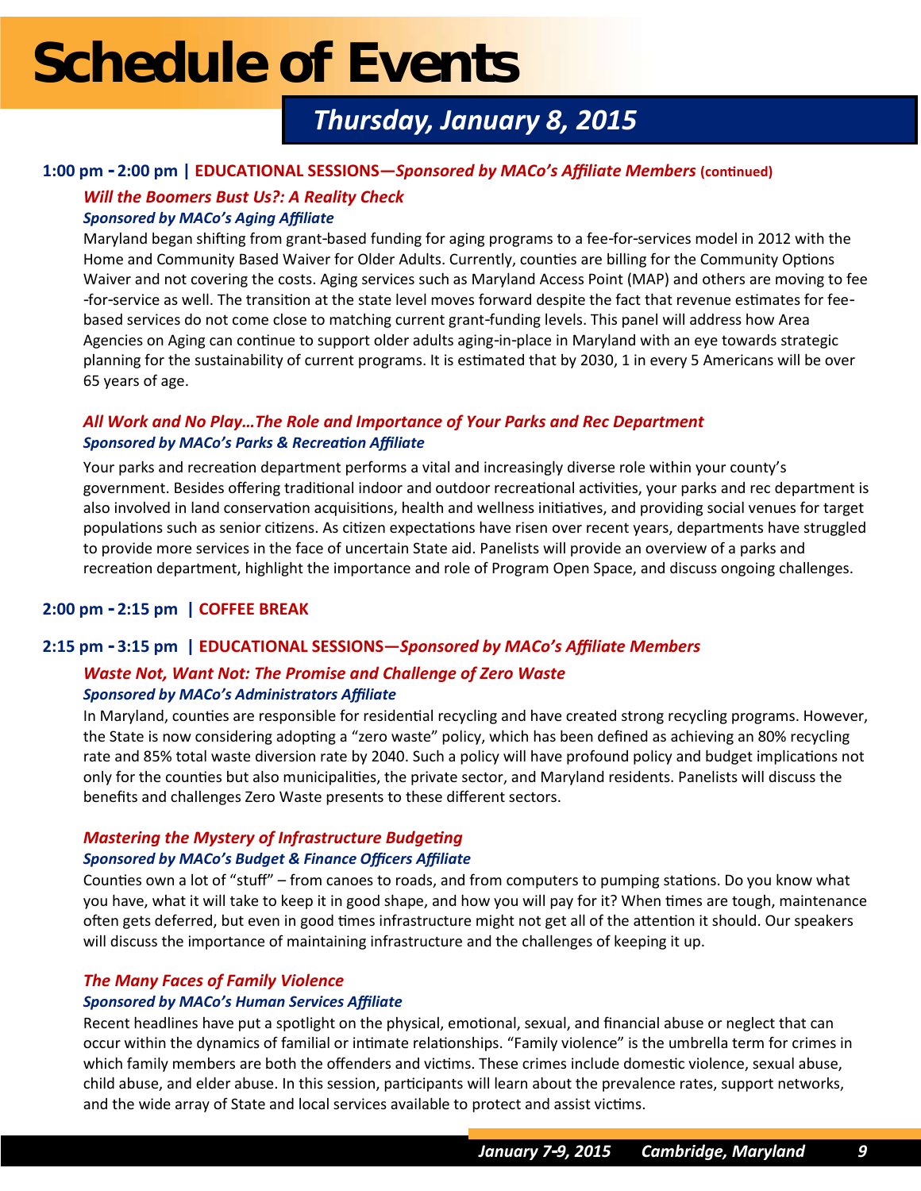# Schedule of Events

## Thursday, January 8, 2015

### 1:00 pm - 2:00 pm | EDUCATIONAL SESSIONS—*Sponsored by MACo's Affiliate Members* (continued)

***Will the Boomers Bust Us?: A Reality Check***

***Sponsored by MACo's Aging Affiliate***

Maryland began shifting from grant-based funding for aging programs to a fee-for-services model in 2012 with the Home and Community Based Waiver for Older Adults. Currently, counties are billing for the Community Options Waiver and not covering the costs. Aging services such as Maryland Access Point (MAP) and others are moving to fee-for-service as well. The transition at the state level moves forward despite the fact that revenue estimates for fee-based services do not come close to matching current grant-funding levels. This panel will address how Area Agencies on Aging can continue to support older adults aging-in-place in Maryland with an eye towards strategic planning for the sustainability of current programs. It is estimated that by 2030, 1 in every 5 Americans will be over 65 years of age.

***All Work and No Play…The Role and Importance of Your Parks and Rec Department***

***Sponsored by MACo's Parks & Recreation Affiliate***

Your parks and recreation department performs a vital and increasingly diverse role within your county's government. Besides offering traditional indoor and outdoor recreational activities, your parks and rec department is also involved in land conservation acquisitions, health and wellness initiatives, and providing social venues for target populations such as senior citizens. As citizen expectations have risen over recent years, departments have struggled to provide more services in the face of uncertain State aid. Panelists will provide an overview of a parks and recreation department, highlight the importance and role of Program Open Space, and discuss ongoing challenges.

### 2:00 pm - 2:15 pm | COFFEE BREAK

### 2:15 pm - 3:15 pm | EDUCATIONAL SESSIONS—*Sponsored by MACo's Affiliate Members*

***Waste Not, Want Not: The Promise and Challenge of Zero Waste***

***Sponsored by MACo's Administrators Affiliate***

In Maryland, counties are responsible for residential recycling and have created strong recycling programs. However, the State is now considering adopting a "zero waste" policy, which has been defined as achieving an 80% recycling rate and 85% total waste diversion rate by 2040. Such a policy will have profound policy and budget implications not only for the counties but also municipalities, the private sector, and Maryland residents. Panelists will discuss the benefits and challenges Zero Waste presents to these different sectors.

***Mastering the Mystery of Infrastructure Budgeting***

***Sponsored by MACo's Budget & Finance Officers Affiliate***

Counties own a lot of "stuff" – from canoes to roads, and from computers to pumping stations. Do you know what you have, what it will take to keep it in good shape, and how you will pay for it? When times are tough, maintenance often gets deferred, but even in good times infrastructure might not get all of the attention it should. Our speakers will discuss the importance of maintaining infrastructure and the challenges of keeping it up.

***The Many Faces of Family Violence***

***Sponsored by MACo's Human Services Affiliate***

Recent headlines have put a spotlight on the physical, emotional, sexual, and financial abuse or neglect that can occur within the dynamics of familial or intimate relationships. "Family violence" is the umbrella term for crimes in which family members are both the offenders and victims. These crimes include domestic violence, sexual abuse, child abuse, and elder abuse. In this session, participants will learn about the prevalence rates, support networks, and the wide array of State and local services available to protect and assist victims.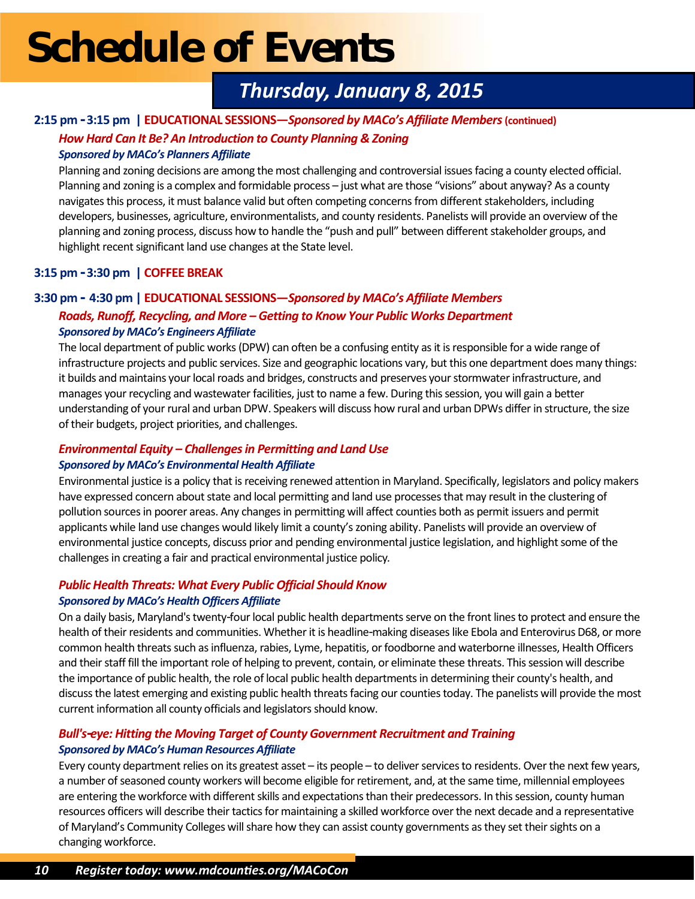# Schedule of Events

## *Thursday, January 8, 2015*

**2:15 pm - 3:15 pm | EDUCATIONAL SESSIONS—*Sponsored by MACo's Affiliate Members* (continued)**

### *How Hard Can It Be? An Introduction to County Planning & Zoning*

***Sponsored by MACo's Planners Affiliate***

Planning and zoning decisions are among the most challenging and controversial issues facing a county elected official. Planning and zoning is a complex and formidable process – just what are those "visions" about anyway? As a county navigates this process, it must balance valid but often competing concerns from different stakeholders, including developers, businesses, agriculture, environmentalists, and county residents. Panelists will provide an overview of the planning and zoning process, discuss how to handle the "push and pull" between different stakeholder groups, and highlight recent significant land use changes at the State level.

**3:15 pm - 3:30 pm | COFFEE BREAK**

**3:30 pm - 4:30 pm | EDUCATIONAL SESSIONS—*Sponsored by MACo's Affiliate Members***

### *Roads, Runoff, Recycling, and More – Getting to Know Your Public Works Department*

***Sponsored by MACo's Engineers Affiliate***

The local department of public works (DPW) can often be a confusing entity as it is responsible for a wide range of infrastructure projects and public services. Size and geographic locations vary, but this one department does many things: it builds and maintains your local roads and bridges, constructs and preserves your stormwater infrastructure, and manages your recycling and wastewater facilities, just to name a few. During this session, you will gain a better understanding of your rural and urban DPW. Speakers will discuss how rural and urban DPWs differ in structure, the size of their budgets, project priorities, and challenges.

### *Environmental Equity – Challenges in Permitting and Land Use*

***Sponsored by MACo's Environmental Health Affiliate***

Environmental justice is a policy that is receiving renewed attention in Maryland. Specifically, legislators and policy makers have expressed concern about state and local permitting and land use processes that may result in the clustering of pollution sources in poorer areas. Any changes in permitting will affect counties both as permit issuers and permit applicants while land use changes would likely limit a county's zoning ability. Panelists will provide an overview of environmental justice concepts, discuss prior and pending environmental justice legislation, and highlight some of the challenges in creating a fair and practical environmental justice policy.

### *Public Health Threats: What Every Public Official Should Know*

***Sponsored by MACo's Health Officers Affiliate***

On a daily basis, Maryland's twenty-four local public health departments serve on the front lines to protect and ensure the health of their residents and communities. Whether it is headline-making diseases like Ebola and Enterovirus D68, or more common health threats such as influenza, rabies, Lyme, hepatitis, or foodborne and waterborne illnesses, Health Officers and their staff fill the important role of helping to prevent, contain, or eliminate these threats. This session will describe the importance of public health, the role of local public health departments in determining their county's health, and discuss the latest emerging and existing public health threats facing our counties today. The panelists will provide the most current information all county officials and legislators should know.

### *Bull's-eye: Hitting the Moving Target of County Government Recruitment and Training*

***Sponsored by MACo's Human Resources Affiliate***

Every county department relies on its greatest asset – its people – to deliver services to residents. Over the next few years, a number of seasoned county workers will become eligible for retirement, and, at the same time, millennial employees are entering the workforce with different skills and expectations than their predecessors. In this session, county human resources officers will describe their tactics for maintaining a skilled workforce over the next decade and a representative of Maryland's Community Colleges will share how they can assist county governments as they set their sights on a changing workforce.

*Register today: www.mdcounties.org/MACoCon*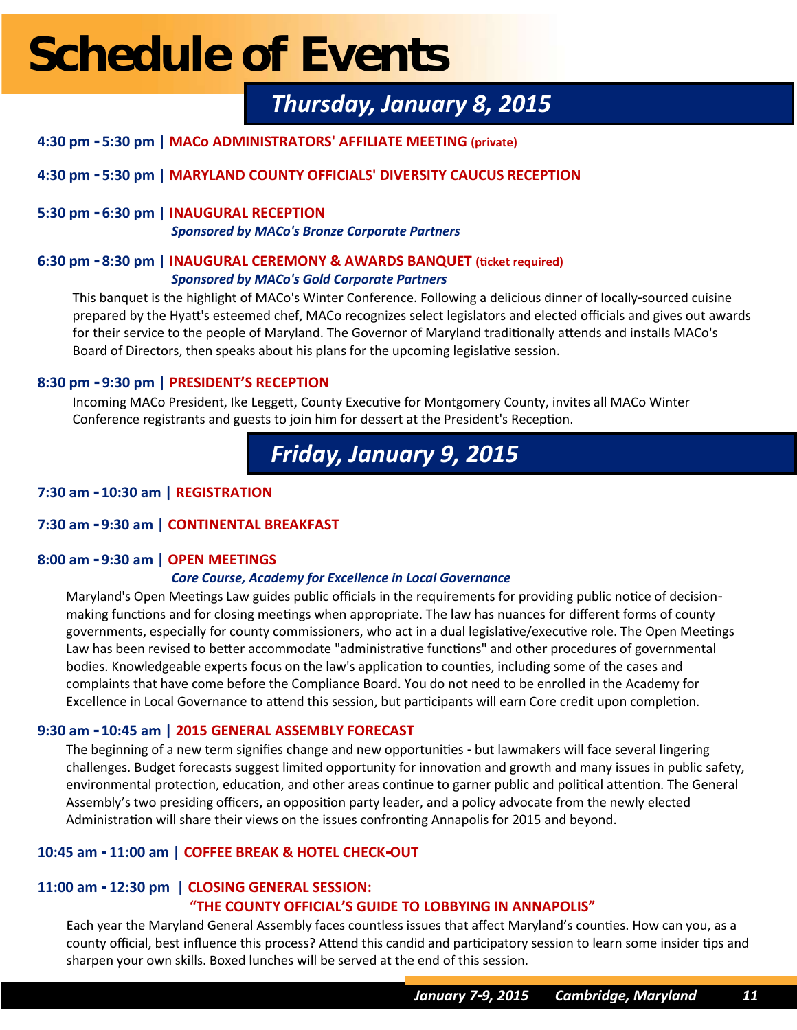# Schedule of Events

## Thursday, January 8, 2015

**4:30 pm - 5:30 pm | MACo ADMINISTRATORS' AFFILIATE MEETING (private)**

**4:30 pm - 5:30 pm | MARYLAND COUNTY OFFICIALS' DIVERSITY CAUCUS RECEPTION**

**5:30 pm - 6:30 pm | INAUGURAL RECEPTION**

*Sponsored by MACo's Bronze Corporate Partners*

**6:30 pm - 8:30 pm | INAUGURAL CEREMONY & AWARDS BANQUET (ticket required)**

*Sponsored by MACo's Gold Corporate Partners*

This banquet is the highlight of MACo's Winter Conference. Following a delicious dinner of locally-sourced cuisine prepared by the Hyatt's esteemed chef, MACo recognizes select legislators and elected officials and gives out awards for their service to the people of Maryland. The Governor of Maryland traditionally attends and installs MACo's Board of Directors, then speaks about his plans for the upcoming legislative session.

**8:30 pm - 9:30 pm | PRESIDENT'S RECEPTION**

Incoming MACo President, Ike Leggett, County Executive for Montgomery County, invites all MACo Winter Conference registrants and guests to join him for dessert at the President's Reception.

## Friday, January 9, 2015

**7:30 am - 10:30 am | REGISTRATION**

**7:30 am - 9:30 am | CONTINENTAL BREAKFAST**

**8:00 am - 9:30 am | OPEN MEETINGS**

*Core Course, Academy for Excellence in Local Governance*

Maryland's Open Meetings Law guides public officials in the requirements for providing public notice of decision-making functions and for closing meetings when appropriate. The law has nuances for different forms of county governments, especially for county commissioners, who act in a dual legislative/executive role. The Open Meetings Law has been revised to better accommodate "administrative functions" and other procedures of governmental bodies. Knowledgeable experts focus on the law's application to counties, including some of the cases and complaints that have come before the Compliance Board. You do not need to be enrolled in the Academy for Excellence in Local Governance to attend this session, but participants will earn Core credit upon completion.

**9:30 am - 10:45 am | 2015 GENERAL ASSEMBLY FORECAST**

The beginning of a new term signifies change and new opportunities - but lawmakers will face several lingering challenges. Budget forecasts suggest limited opportunity for innovation and growth and many issues in public safety, environmental protection, education, and other areas continue to garner public and political attention. The General Assembly's two presiding officers, an opposition party leader, and a policy advocate from the newly elected Administration will share their views on the issues confronting Annapolis for 2015 and beyond.

**10:45 am - 11:00 am | COFFEE BREAK & HOTEL CHECK-OUT**

**11:00 am - 12:30 pm | CLOSING GENERAL SESSION: "THE COUNTY OFFICIAL'S GUIDE TO LOBBYING IN ANNAPOLIS"**

Each year the Maryland General Assembly faces countless issues that affect Maryland's counties. How can you, as a county official, best influence this process? Attend this candid and participatory session to learn some insider tips and sharpen your own skills. Boxed lunches will be served at the end of this session.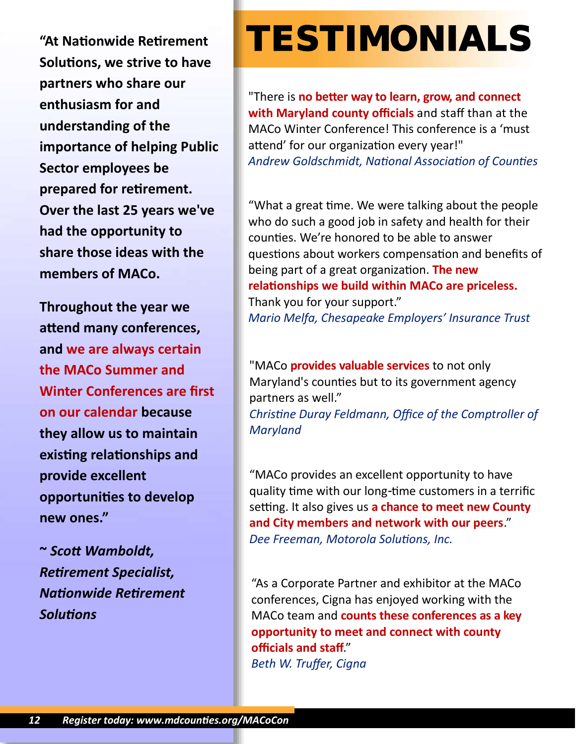# TESTIMONIALS

**"At Nationwide Retirement Solutions, we strive to have partners who share our enthusiasm for and understanding of the importance of helping Public Sector employees be prepared for retirement. Over the last 25 years we've had the opportunity to share those ideas with the members of MACo.**

**Throughout the year we attend many conferences, and we are always certain the MACo Summer and Winter Conferences are first on our calendar because they allow us to maintain existing relationships and provide excellent opportunities to develop new ones."**

***~ Scott Wamboldt, Retirement Specialist, Nationwide Retirement Solutions***

"There is **no better way to learn, grow, and connect with Maryland county officials** and staff than at the MACo Winter Conference! This conference is a 'must attend' for our organization every year!"
*Andrew Goldschmidt, National Association of Counties*

"What a great time. We were talking about the people who do such a good job in safety and health for their counties. We're honored to be able to answer questions about workers compensation and benefits of being part of a great organization. **The new relationships we build within MACo are priceless.** Thank you for your support."
*Mario Melfa, Chesapeake Employers' Insurance Trust*

"MACo **provides valuable services** to not only Maryland's counties but to its government agency partners as well."
*Christine Duray Feldmann, Office of the Comptroller of Maryland*

"MACo provides an excellent opportunity to have quality time with our long-time customers in a terrific setting. It also gives us **a chance to meet new County and City members and network with our peers**."
*Dee Freeman, Motorola Solutions, Inc.*

"As a Corporate Partner and exhibitor at the MACo conferences, Cigna has enjoyed working with the MACo team and **counts these conferences as a key opportunity to meet and connect with county officials and staff**."
*Beth W. Truffer, Cigna*

***Register today: www.mdcounties.org/MACoCon***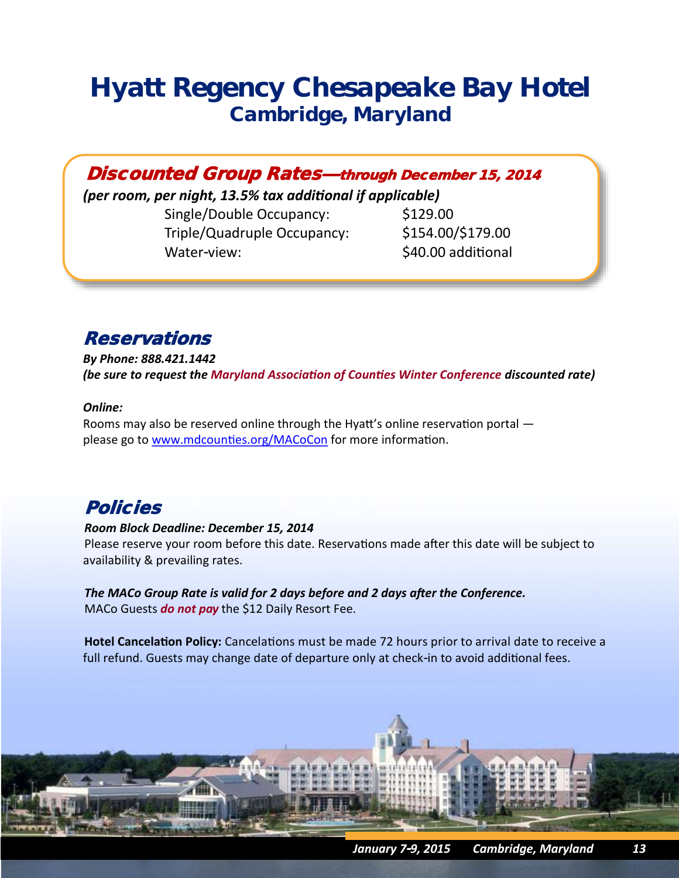# Hyatt Regency Chesapeake Bay Hotel

## Cambridge, Maryland

### *Discounted Group Rates—through December 15, 2014*

***(per room, per night, 13.5% tax additional if applicable)***

| | |
|---|---|
| Single/Double Occupancy: | $129.00 |
| Triple/Quadruple Occupancy: | $154.00/$179.00 |
| Water-view: | $40.00 additional |

## *Reservations*

***By Phone: 888.421.1442***
***(be sure to request the Maryland Association of Counties Winter Conference discounted rate)***

***Online:***
Rooms may also be reserved online through the Hyatt's online reservation portal — please go to www.mdcounties.org/MACoCon for more information.

## *Policies*

***Room Block Deadline: December 15, 2014***
Please reserve your room before this date. Reservations made after this date will be subject to availability & prevailing rates.

***The MACo Group Rate is valid for 2 days before and 2 days after the Conference.***
MACo Guests ***do not pay*** the $12 Daily Resort Fee.

**Hotel Cancelation Policy:** Cancelations must be made 72 hours prior to arrival date to receive a full refund. Guests may change date of departure only at check-in to avoid additional fees.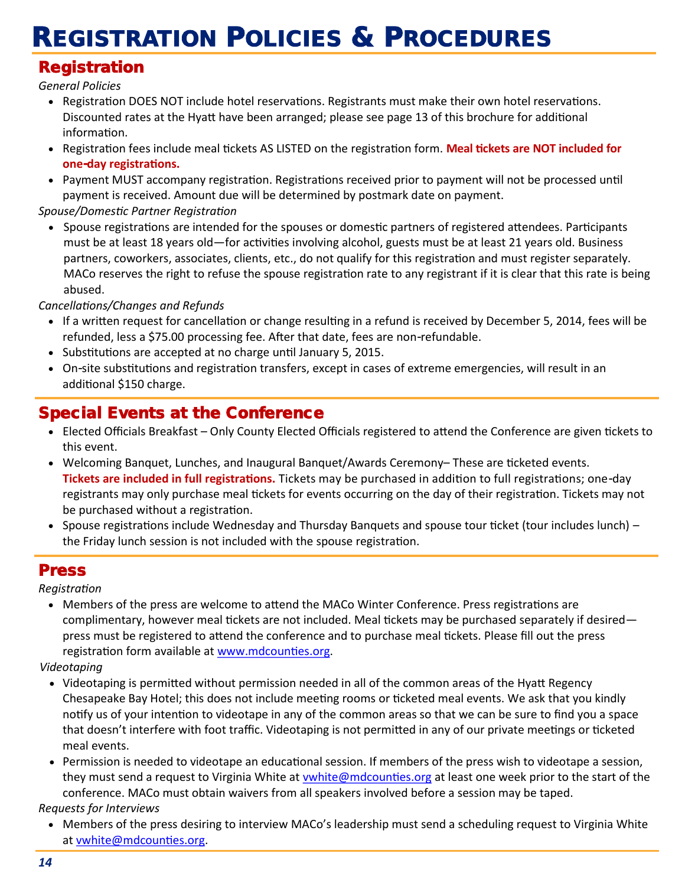# Registration Policies & Procedures

## Registration

*General Policies*

- Registration DOES NOT include hotel reservations. Registrants must make their own hotel reservations. Discounted rates at the Hyatt have been arranged; please see page 13 of this brochure for additional information.
- Registration fees include meal tickets AS LISTED on the registration form. **Meal tickets are NOT included for one-day registrations.**
- Payment MUST accompany registration. Registrations received prior to payment will not be processed until payment is received. Amount due will be determined by postmark date on payment.

*Spouse/Domestic Partner Registration*

- Spouse registrations are intended for the spouses or domestic partners of registered attendees. Participants must be at least 18 years old—for activities involving alcohol, guests must be at least 21 years old. Business partners, coworkers, associates, clients, etc., do not qualify for this registration and must register separately. MACo reserves the right to refuse the spouse registration rate to any registrant if it is clear that this rate is being abused.

*Cancellations/Changes and Refunds*

- If a written request for cancellation or change resulting in a refund is received by December 5, 2014, fees will be refunded, less a $75.00 processing fee. After that date, fees are non-refundable.
- Substitutions are accepted at no charge until January 5, 2015.
- On-site substitutions and registration transfers, except in cases of extreme emergencies, will result in an additional $150 charge.

## Special Events at the Conference

- Elected Officials Breakfast – Only County Elected Officials registered to attend the Conference are given tickets to this event.
- Welcoming Banquet, Lunches, and Inaugural Banquet/Awards Ceremony– These are ticketed events. **Tickets are included in full registrations.** Tickets may be purchased in addition to full registrations; one-day registrants may only purchase meal tickets for events occurring on the day of their registration. Tickets may not be purchased without a registration.
- Spouse registrations include Wednesday and Thursday Banquets and spouse tour ticket (tour includes lunch) – the Friday lunch session is not included with the spouse registration.

## Press

*Registration*

- Members of the press are welcome to attend the MACo Winter Conference. Press registrations are complimentary, however meal tickets are not included. Meal tickets may be purchased separately if desired—press must be registered to attend the conference and to purchase meal tickets. Please fill out the press registration form available at www.mdcounties.org.

*Videotaping*

- Videotaping is permitted without permission needed in all of the common areas of the Hyatt Regency Chesapeake Bay Hotel; this does not include meeting rooms or ticketed meal events. We ask that you kindly notify us of your intention to videotape in any of the common areas so that we can be sure to find you a space that doesn't interfere with foot traffic. Videotaping is not permitted in any of our private meetings or ticketed meal events.
- Permission is needed to videotape an educational session. If members of the press wish to videotape a session, they must send a request to Virginia White at vwhite@mdcounties.org at least one week prior to the start of the conference. MACo must obtain waivers from all speakers involved before a session may be taped.

*Requests for Interviews*

- Members of the press desiring to interview MACo's leadership must send a scheduling request to Virginia White at vwhite@mdcounties.org.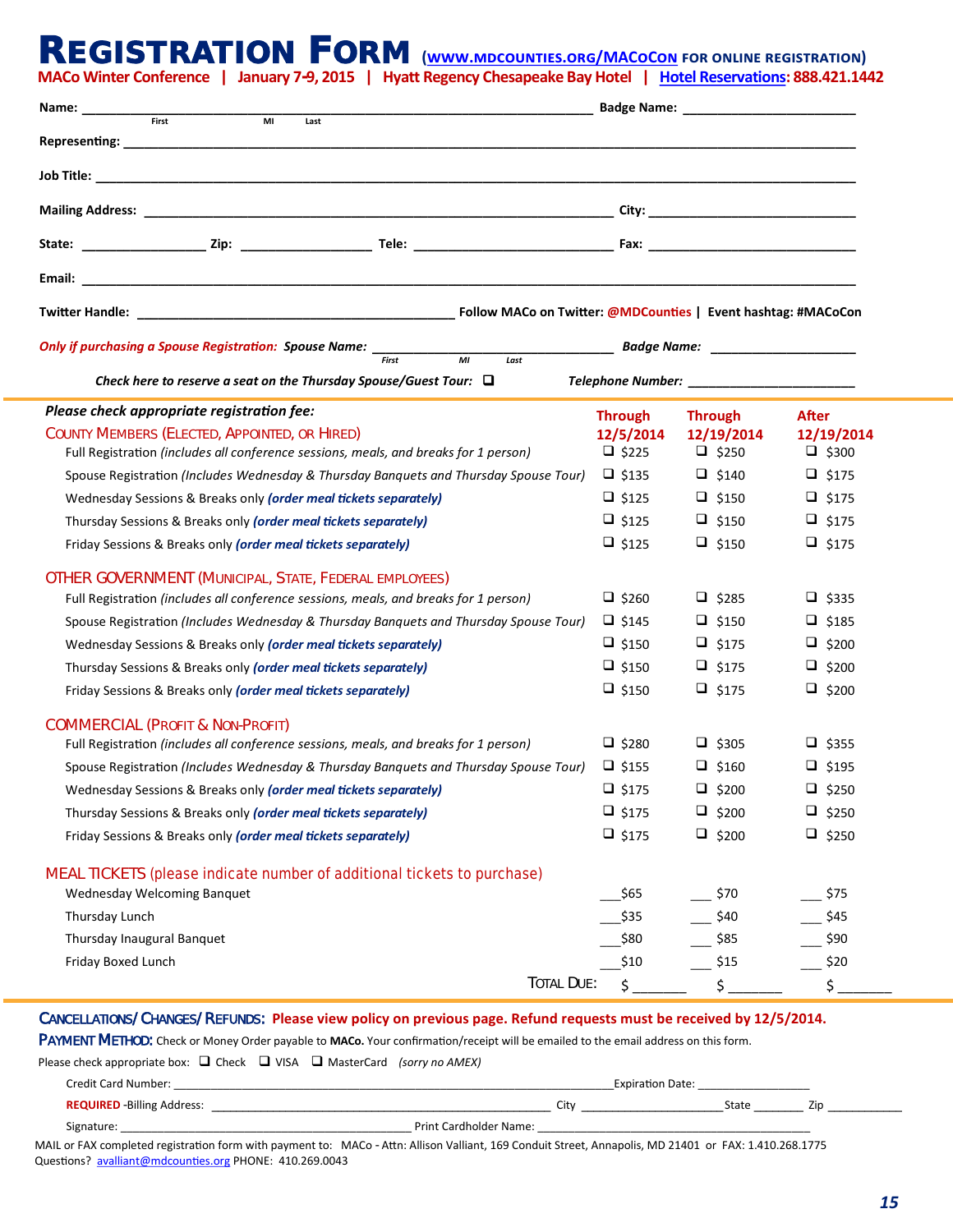# REGISTRATION FORM (WWW.MDCOUNTIES.ORG/MACOCON FOR ONLINE REGISTRATION)

**MACo Winter Conference | January 7-9, 2015 | Hyatt Regency Chesapeake Bay Hotel | Hotel Reservations: 888.421.1442**

**Name:** ______________________________ (First MI Last) **Badge Name:** ________________

**Representing:** ______________________________

**Job Title:** ______________________________

**Mailing Address:** ______________________________ **City:** ________________

**State:** ________ **Zip:** ________ **Tele:** ________________ **Fax:** ________________

**Email:** ______________________________

**Twitter Handle:** ________________ **Follow MACo on Twitter: @MDCounties | Event hashtag: #MACoCon**

*Only if purchasing a Spouse Registration:* ***Spouse Name:*** ________________ (First MI Last) ***Badge Name:*** ________________

***Check here to reserve a seat on the Thursday Spouse/Guest Tour:*** ❑ ***Telephone Number:*** ________________

***Please check appropriate registration fee:***

| | Through 12/5/2014 | Through 12/19/2014 | After 12/19/2014 |
|---|---|---|---|
| **COUNTY MEMBERS (ELECTED, APPOINTED, OR HIRED)** | | | |
| Full Registration *(includes all conference sessions, meals, and breaks for 1 person)* | ❑ $225 | ❑ $250 | ❑ $300 |
| Spouse Registration *(Includes Wednesday & Thursday Banquets and Thursday Spouse Tour)* | ❑ $135 | ❑ $140 | ❑ $175 |
| Wednesday Sessions & Breaks only ***(order meal tickets separately)*** | ❑ $125 | ❑ $150 | ❑ $175 |
| Thursday Sessions & Breaks only ***(order meal tickets separately)*** | ❑ $125 | ❑ $150 | ❑ $175 |
| Friday Sessions & Breaks only ***(order meal tickets separately)*** | ❑ $125 | ❑ $150 | ❑ $175 |
| **OTHER GOVERNMENT (MUNICIPAL, STATE, FEDERAL EMPLOYEES)** | | | |
| Full Registration *(includes all conference sessions, meals, and breaks for 1 person)* | ❑ $260 | ❑ $285 | ❑ $335 |
| Spouse Registration *(Includes Wednesday & Thursday Banquets and Thursday Spouse Tour)* | ❑ $145 | ❑ $150 | ❑ $185 |
| Wednesday Sessions & Breaks only ***(order meal tickets separately)*** | ❑ $150 | ❑ $175 | ❑ $200 |
| Thursday Sessions & Breaks only ***(order meal tickets separately)*** | ❑ $150 | ❑ $175 | ❑ $200 |
| Friday Sessions & Breaks only ***(order meal tickets separately)*** | ❑ $150 | ❑ $175 | ❑ $200 |
| **COMMERCIAL (PROFIT & NON-PROFIT)** | | | |
| Full Registration *(includes all conference sessions, meals, and breaks for 1 person)* | ❑ $280 | ❑ $305 | ❑ $355 |
| Spouse Registration *(Includes Wednesday & Thursday Banquets and Thursday Spouse Tour)* | ❑ $155 | ❑ $160 | ❑ $195 |
| Wednesday Sessions & Breaks only ***(order meal tickets separately)*** | ❑ $175 | ❑ $200 | ❑ $250 |
| Thursday Sessions & Breaks only ***(order meal tickets separately)*** | ❑ $175 | ❑ $200 | ❑ $250 |
| Friday Sessions & Breaks only ***(order meal tickets separately)*** | ❑ $175 | ❑ $200 | ❑ $250 |
| **MEAL TICKETS (please indicate number of additional tickets to purchase)** | | | |
| Wednesday Welcoming Banquet | ___$65 | ___ $70 | ___ $75 |
| Thursday Lunch | ___$35 | ___ $40 | ___ $45 |
| Thursday Inaugural Banquet | ___$80 | ___ $85 | ___ $90 |
| Friday Boxed Lunch | ___$10 | ___ $15 | ___ $20 |
| **TOTAL DUE:** | $ _______ | $ _______ | $ _______ |

**CANCELLATIONS/ CHANGES/ REFUNDS: Please view policy on previous page. Refund requests must be received by 12/5/2014.**

**PAYMENT METHOD:** Check or Money Order payable to **MACo.** Your confirmation/receipt will be emailed to the email address on this form.

Please check appropriate box: ❑ Check ❑ VISA ❑ MasterCard *(sorry no AMEX)*

Credit Card Number: ______________________________ Expiration Date: ________________

**REQUIRED** -Billing Address: ______________________________ City ________________ State ________ Zip ________

Signature: ______________________________ Print Cardholder Name: ______________________________

MAIL or FAX completed registration form with payment to: MACo - Attn: Allison Valliant, 169 Conduit Street, Annapolis, MD 21401 or FAX: 1.410.268.1775

Questions? avalliant@mdcounties.org PHONE: 410.269.0043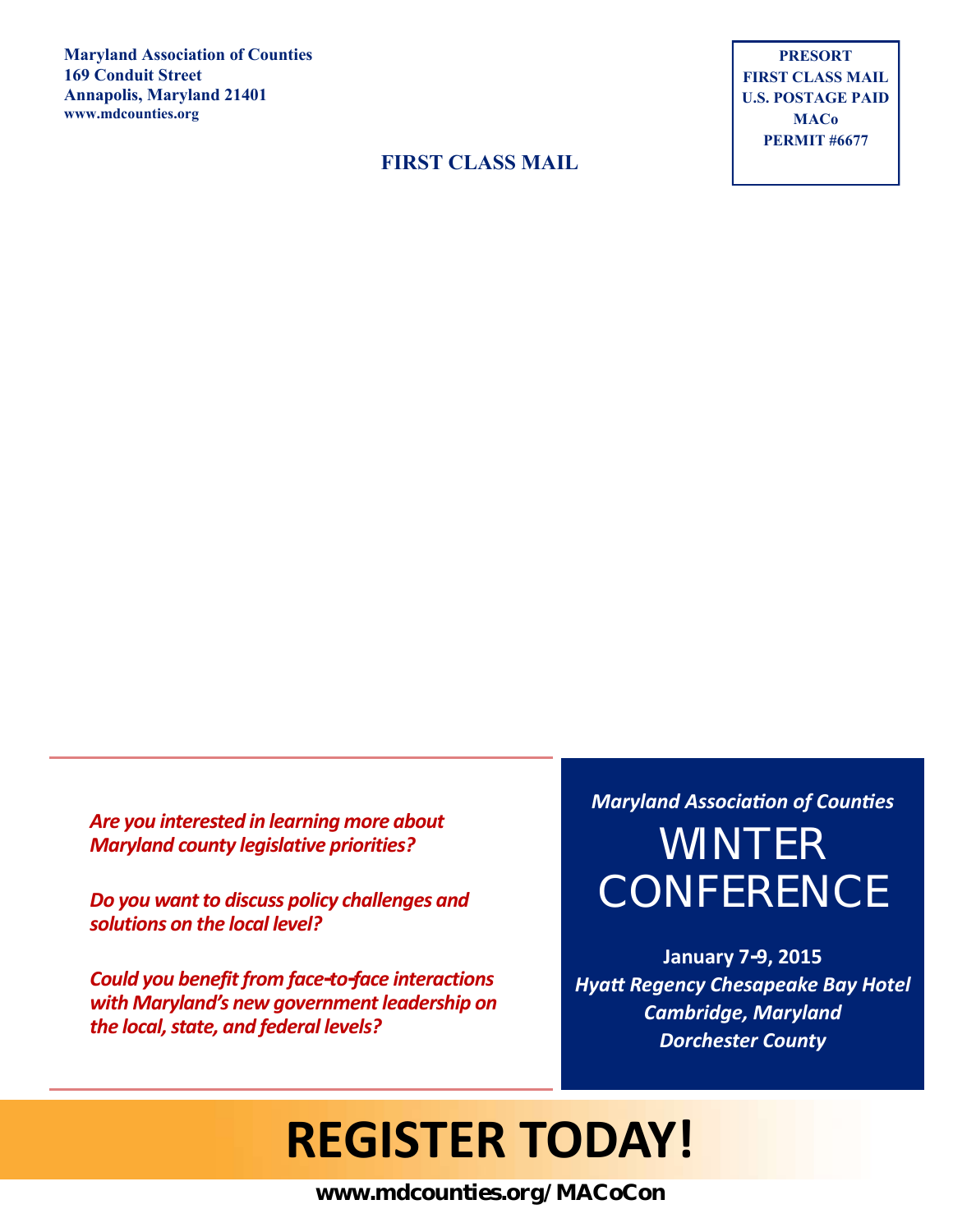**Maryland Association of Counties**
**169 Conduit Street**
**Annapolis, Maryland 21401**
**www.mdcounties.org**

**PRESORT**
**FIRST CLASS MAIL**
**U.S. POSTAGE PAID**
**MACo**
**PERMIT #6677**

**FIRST CLASS MAIL**

***Are you interested in learning more about Maryland county legislative priorities?***

***Do you want to discuss policy challenges and solutions on the local level?***

***Could you benefit from face-to-face interactions with Maryland's new government leadership on the local, state, and federal levels?***

*Maryland Association of Counties*

# WINTER CONFERENCE

**January 7-9, 2015**
***Hyatt Regency Chesapeake Bay Hotel***
***Cambridge, Maryland***
***Dorchester County***

# REGISTER TODAY!

**www.mdcounties.org/MACoCon**